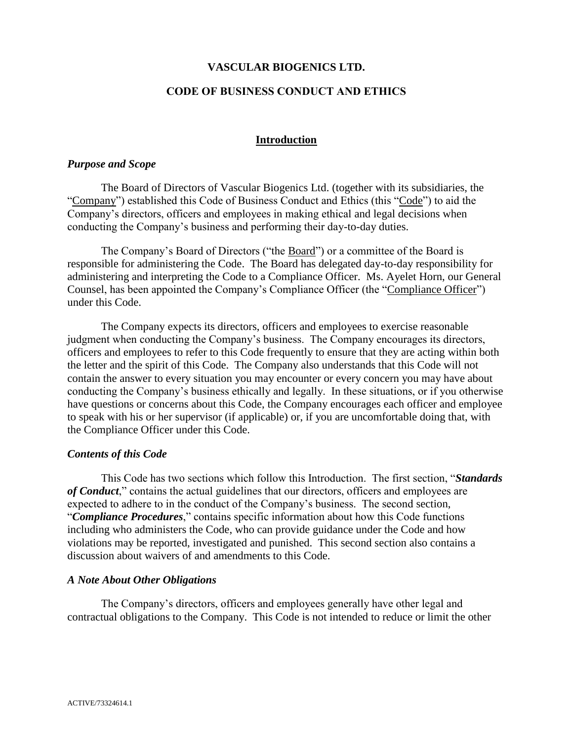# VASCULAR BIOGENICS LTD.

## CODE OF BUSINESS CONDUCT AND ETHICS

### Introduction

***Purpose and Scope***

The Board of Directors of Vascular Biogenics Ltd. (together with its subsidiaries, the "Company") established this Code of Business Conduct and Ethics (this "Code") to aid the Company's directors, officers and employees in making ethical and legal decisions when conducting the Company's business and performing their day-to-day duties.

The Company's Board of Directors ("the Board") or a committee of the Board is responsible for administering the Code. The Board has delegated day-to-day responsibility for administering and interpreting the Code to a Compliance Officer. Ms. Ayelet Horn, our General Counsel, has been appointed the Company's Compliance Officer (the "Compliance Officer") under this Code.

The Company expects its directors, officers and employees to exercise reasonable judgment when conducting the Company's business. The Company encourages its directors, officers and employees to refer to this Code frequently to ensure that they are acting within both the letter and the spirit of this Code. The Company also understands that this Code will not contain the answer to every situation you may encounter or every concern you may have about conducting the Company's business ethically and legally. In these situations, or if you otherwise have questions or concerns about this Code, the Company encourages each officer and employee to speak with his or her supervisor (if applicable) or, if you are uncomfortable doing that, with the Compliance Officer under this Code.

***Contents of this Code***

This Code has two sections which follow this Introduction. The first section, "***Standards of Conduct***," contains the actual guidelines that our directors, officers and employees are expected to adhere to in the conduct of the Company's business. The second section, "***Compliance Procedures***," contains specific information about how this Code functions including who administers the Code, who can provide guidance under the Code and how violations may be reported, investigated and punished. This second section also contains a discussion about waivers of and amendments to this Code.

***A Note About Other Obligations***

The Company's directors, officers and employees generally have other legal and contractual obligations to the Company. This Code is not intended to reduce or limit the other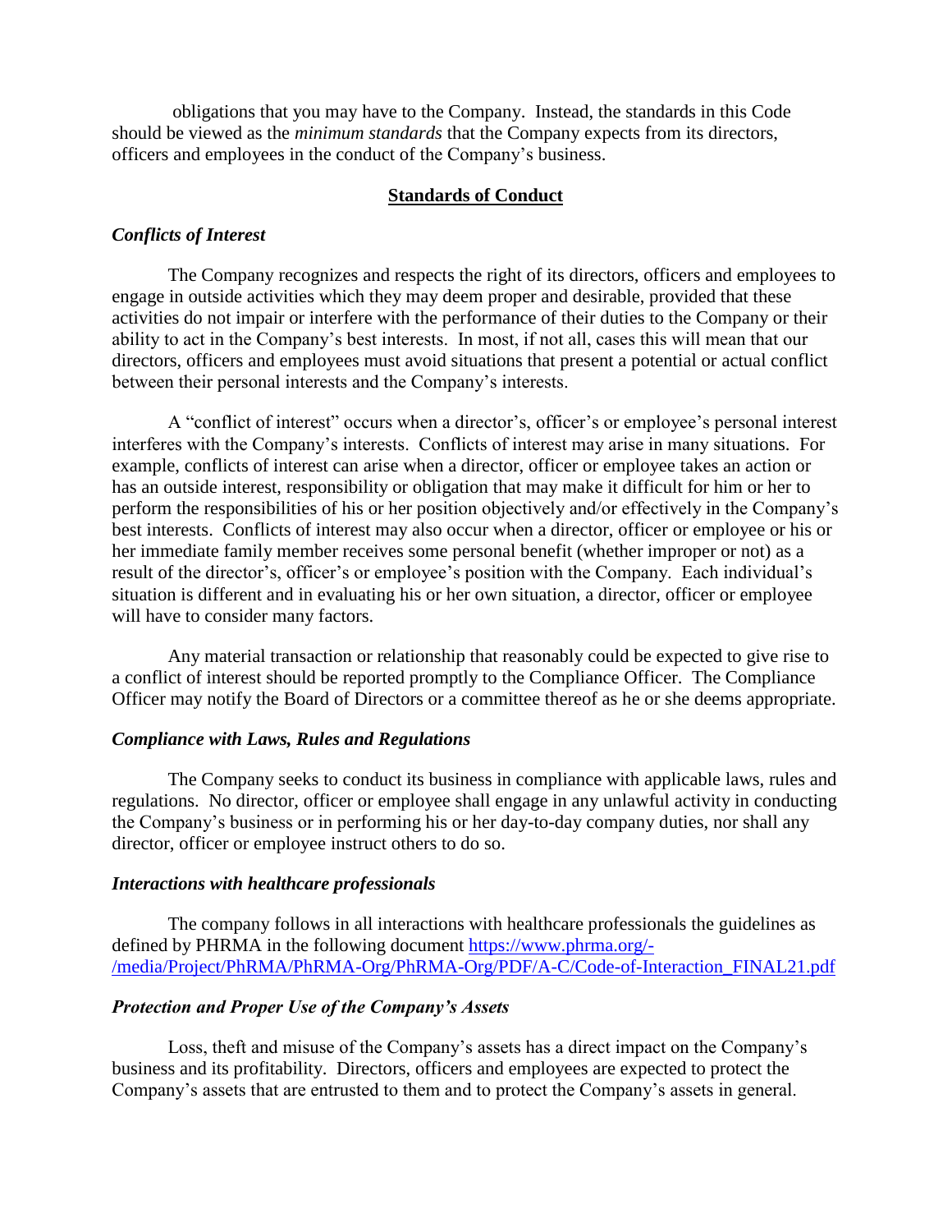obligations that you may have to the Company. Instead, the standards in this Code should be viewed as the *minimum standards* that the Company expects from its directors, officers and employees in the conduct of the Company's business.

## Standards of Conduct

### *Conflicts of Interest*

The Company recognizes and respects the right of its directors, officers and employees to engage in outside activities which they may deem proper and desirable, provided that these activities do not impair or interfere with the performance of their duties to the Company or their ability to act in the Company's best interests. In most, if not all, cases this will mean that our directors, officers and employees must avoid situations that present a potential or actual conflict between their personal interests and the Company's interests.

A "conflict of interest" occurs when a director's, officer's or employee's personal interest interferes with the Company's interests. Conflicts of interest may arise in many situations. For example, conflicts of interest can arise when a director, officer or employee takes an action or has an outside interest, responsibility or obligation that may make it difficult for him or her to perform the responsibilities of his or her position objectively and/or effectively in the Company's best interests. Conflicts of interest may also occur when a director, officer or employee or his or her immediate family member receives some personal benefit (whether improper or not) as a result of the director's, officer's or employee's position with the Company. Each individual's situation is different and in evaluating his or her own situation, a director, officer or employee will have to consider many factors.

Any material transaction or relationship that reasonably could be expected to give rise to a conflict of interest should be reported promptly to the Compliance Officer. The Compliance Officer may notify the Board of Directors or a committee thereof as he or she deems appropriate.

### *Compliance with Laws, Rules and Regulations*

The Company seeks to conduct its business in compliance with applicable laws, rules and regulations. No director, officer or employee shall engage in any unlawful activity in conducting the Company's business or in performing his or her day-to-day company duties, nor shall any director, officer or employee instruct others to do so.

### *Interactions with healthcare professionals*

The company follows in all interactions with healthcare professionals the guidelines as defined by PHRMA in the following document [https://www.phrma.org/-/media/Project/PhRMA/PhRMA-Org/PhRMA-Org/PDF/A-C/Code-of-Interaction_FINAL21.pdf](https://www.phrma.org/-/media/Project/PhRMA/PhRMA-Org/PhRMA-Org/PDF/A-C/Code-of-Interaction_FINAL21.pdf)

### *Protection and Proper Use of the Company's Assets*

Loss, theft and misuse of the Company's assets has a direct impact on the Company's business and its profitability. Directors, officers and employees are expected to protect the Company's assets that are entrusted to them and to protect the Company's assets in general.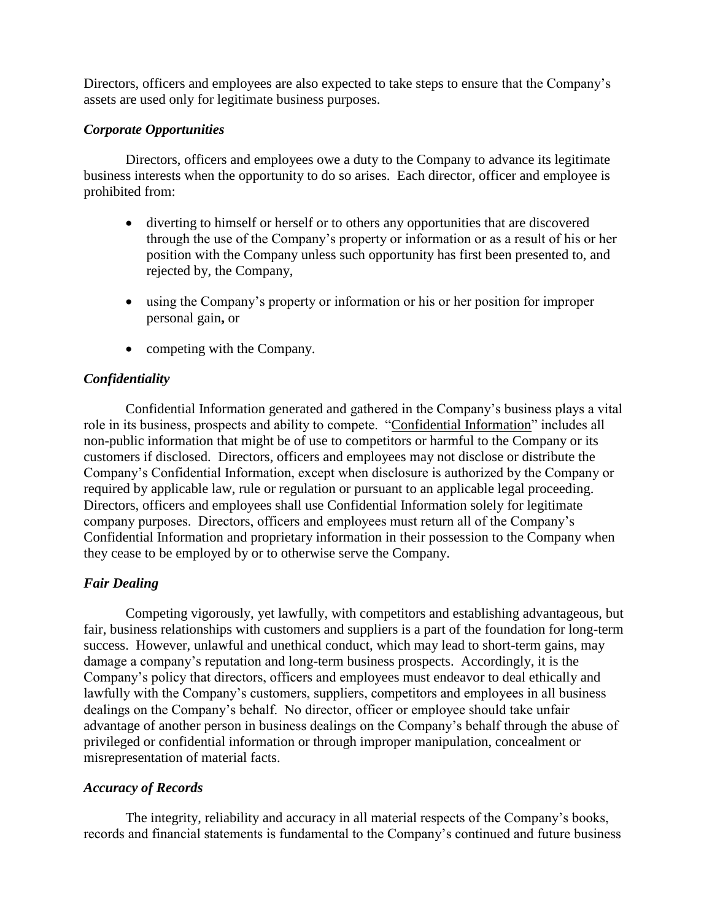Directors, officers and employees are also expected to take steps to ensure that the Company's assets are used only for legitimate business purposes.

### *Corporate Opportunities*

Directors, officers and employees owe a duty to the Company to advance its legitimate business interests when the opportunity to do so arises. Each director, officer and employee is prohibited from:

- diverting to himself or herself or to others any opportunities that are discovered through the use of the Company's property or information or as a result of his or her position with the Company unless such opportunity has first been presented to, and rejected by, the Company,
- using the Company's property or information or his or her position for improper personal gain**,** or
- competing with the Company.

### *Confidentiality*

Confidential Information generated and gathered in the Company's business plays a vital role in its business, prospects and ability to compete. "Confidential Information" includes all non-public information that might be of use to competitors or harmful to the Company or its customers if disclosed. Directors, officers and employees may not disclose or distribute the Company's Confidential Information, except when disclosure is authorized by the Company or required by applicable law, rule or regulation or pursuant to an applicable legal proceeding. Directors, officers and employees shall use Confidential Information solely for legitimate company purposes. Directors, officers and employees must return all of the Company's Confidential Information and proprietary information in their possession to the Company when they cease to be employed by or to otherwise serve the Company.

### *Fair Dealing*

Competing vigorously, yet lawfully, with competitors and establishing advantageous, but fair, business relationships with customers and suppliers is a part of the foundation for long-term success. However, unlawful and unethical conduct, which may lead to short-term gains, may damage a company's reputation and long-term business prospects. Accordingly, it is the Company's policy that directors, officers and employees must endeavor to deal ethically and lawfully with the Company's customers, suppliers, competitors and employees in all business dealings on the Company's behalf. No director, officer or employee should take unfair advantage of another person in business dealings on the Company's behalf through the abuse of privileged or confidential information or through improper manipulation, concealment or misrepresentation of material facts.

### *Accuracy of Records*

The integrity, reliability and accuracy in all material respects of the Company's books, records and financial statements is fundamental to the Company's continued and future business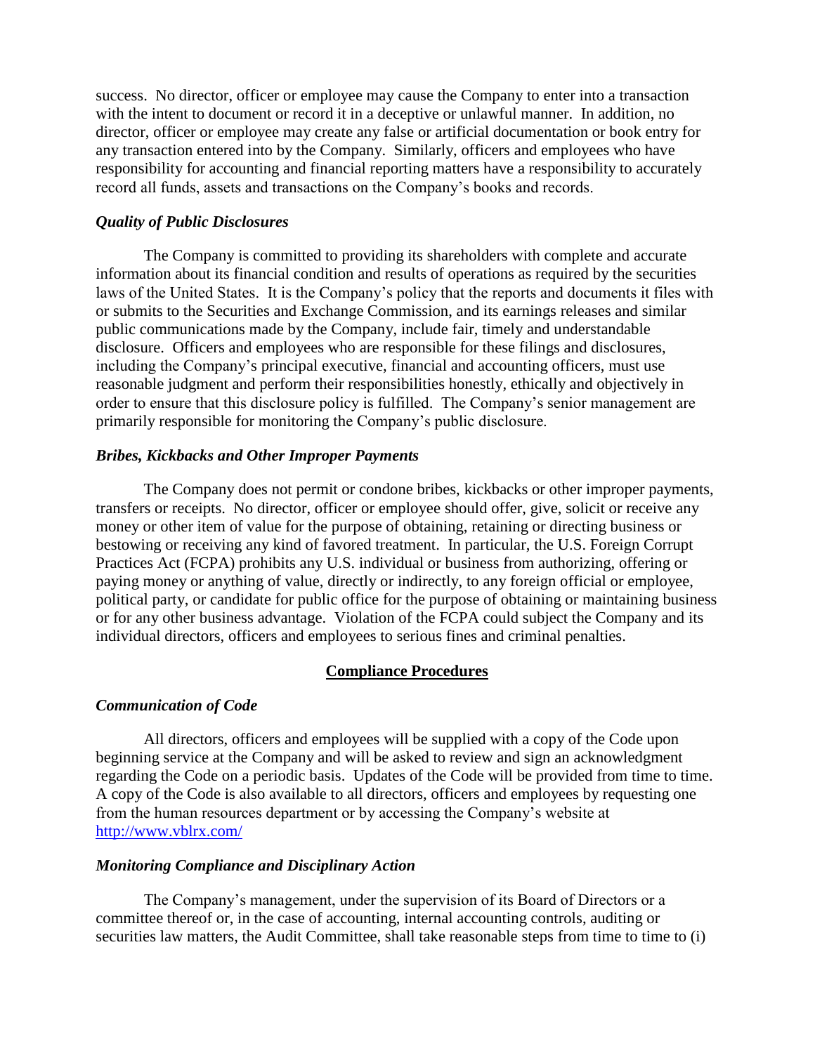success. No director, officer or employee may cause the Company to enter into a transaction with the intent to document or record it in a deceptive or unlawful manner. In addition, no director, officer or employee may create any false or artificial documentation or book entry for any transaction entered into by the Company. Similarly, officers and employees who have responsibility for accounting and financial reporting matters have a responsibility to accurately record all funds, assets and transactions on the Company's books and records.

***Quality of Public Disclosures***

The Company is committed to providing its shareholders with complete and accurate information about its financial condition and results of operations as required by the securities laws of the United States. It is the Company's policy that the reports and documents it files with or submits to the Securities and Exchange Commission, and its earnings releases and similar public communications made by the Company, include fair, timely and understandable disclosure. Officers and employees who are responsible for these filings and disclosures, including the Company's principal executive, financial and accounting officers, must use reasonable judgment and perform their responsibilities honestly, ethically and objectively in order to ensure that this disclosure policy is fulfilled. The Company's senior management are primarily responsible for monitoring the Company's public disclosure.

***Bribes, Kickbacks and Other Improper Payments***

The Company does not permit or condone bribes, kickbacks or other improper payments, transfers or receipts. No director, officer or employee should offer, give, solicit or receive any money or other item of value for the purpose of obtaining, retaining or directing business or bestowing or receiving any kind of favored treatment. In particular, the U.S. Foreign Corrupt Practices Act (FCPA) prohibits any U.S. individual or business from authorizing, offering or paying money or anything of value, directly or indirectly, to any foreign official or employee, political party, or candidate for public office for the purpose of obtaining or maintaining business or for any other business advantage. Violation of the FCPA could subject the Company and its individual directors, officers and employees to serious fines and criminal penalties.

## Compliance Procedures

***Communication of Code***

All directors, officers and employees will be supplied with a copy of the Code upon beginning service at the Company and will be asked to review and sign an acknowledgment regarding the Code on a periodic basis. Updates of the Code will be provided from time to time. A copy of the Code is also available to all directors, officers and employees by requesting one from the human resources department or by accessing the Company's website at [http://www.vblrx.com/](http://www.vblrx.com/)

***Monitoring Compliance and Disciplinary Action***

The Company's management, under the supervision of its Board of Directors or a committee thereof or, in the case of accounting, internal accounting controls, auditing or securities law matters, the Audit Committee, shall take reasonable steps from time to time to (i)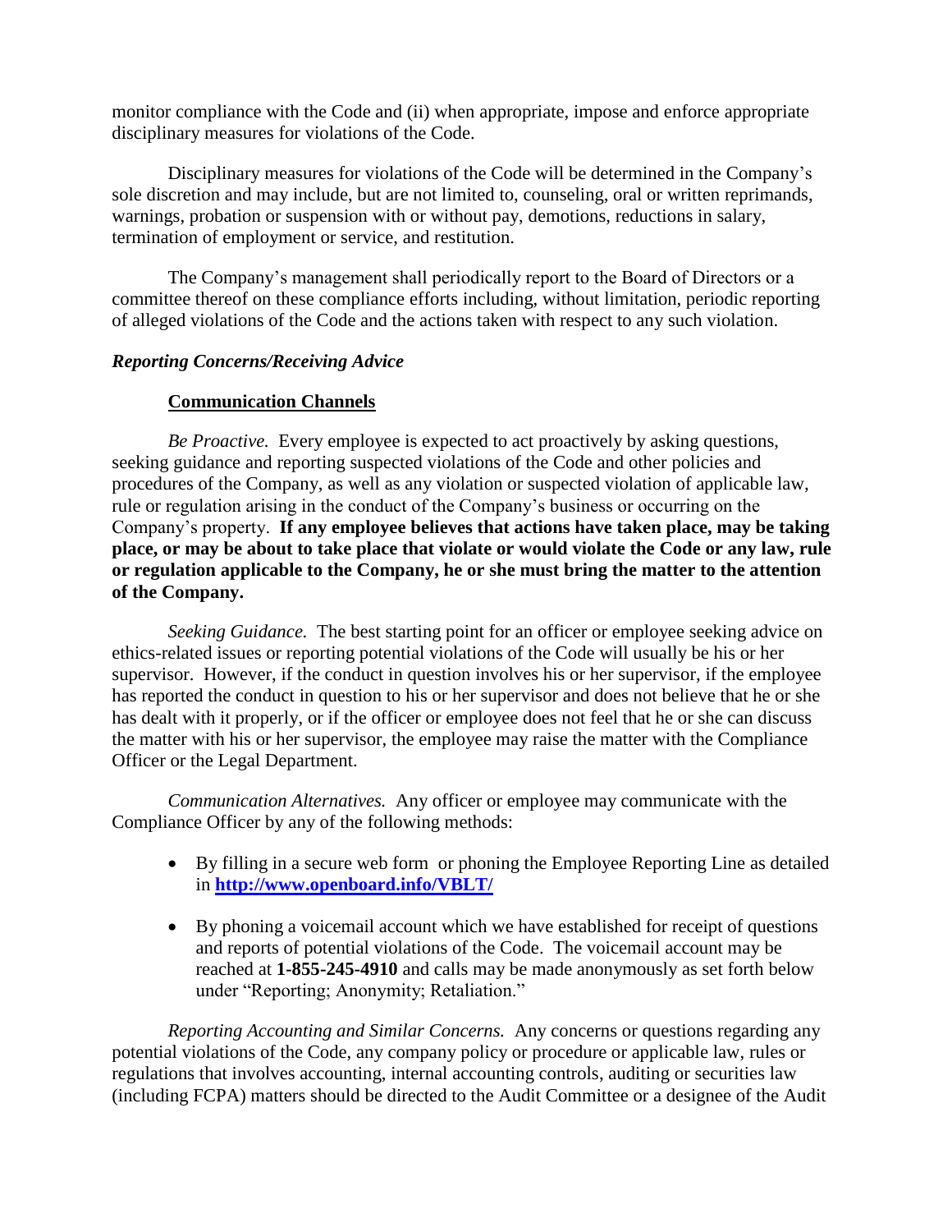monitor compliance with the Code and (ii) when appropriate, impose and enforce appropriate disciplinary measures for violations of the Code.

Disciplinary measures for violations of the Code will be determined in the Company's sole discretion and may include, but are not limited to, counseling, oral or written reprimands, warnings, probation or suspension with or without pay, demotions, reductions in salary, termination of employment or service, and restitution.

The Company's management shall periodically report to the Board of Directors or a committee thereof on these compliance efforts including, without limitation, periodic reporting of alleged violations of the Code and the actions taken with respect to any such violation.

***Reporting Concerns/Receiving Advice***

**Communication Channels**

*Be Proactive.* Every employee is expected to act proactively by asking questions, seeking guidance and reporting suspected violations of the Code and other policies and procedures of the Company, as well as any violation or suspected violation of applicable law, rule or regulation arising in the conduct of the Company's business or occurring on the Company's property. **If any employee believes that actions have taken place, may be taking place, or may be about to take place that violate or would violate the Code or any law, rule or regulation applicable to the Company, he or she must bring the matter to the attention of the Company.**

*Seeking Guidance.* The best starting point for an officer or employee seeking advice on ethics-related issues or reporting potential violations of the Code will usually be his or her supervisor. However, if the conduct in question involves his or her supervisor, if the employee has reported the conduct in question to his or her supervisor and does not believe that he or she has dealt with it properly, or if the officer or employee does not feel that he or she can discuss the matter with his or her supervisor, the employee may raise the matter with the Compliance Officer or the Legal Department.

*Communication Alternatives.* Any officer or employee may communicate with the Compliance Officer by any of the following methods:

- By filling in a secure web form or phoning the Employee Reporting Line as detailed in **http://www.openboard.info/VBLT/**
- By phoning a voicemail account which we have established for receipt of questions and reports of potential violations of the Code. The voicemail account may be reached at **1-855-245-4910** and calls may be made anonymously as set forth below under "Reporting; Anonymity; Retaliation."

*Reporting Accounting and Similar Concerns.* Any concerns or questions regarding any potential violations of the Code, any company policy or procedure or applicable law, rules or regulations that involves accounting, internal accounting controls, auditing or securities law (including FCPA) matters should be directed to the Audit Committee or a designee of the Audit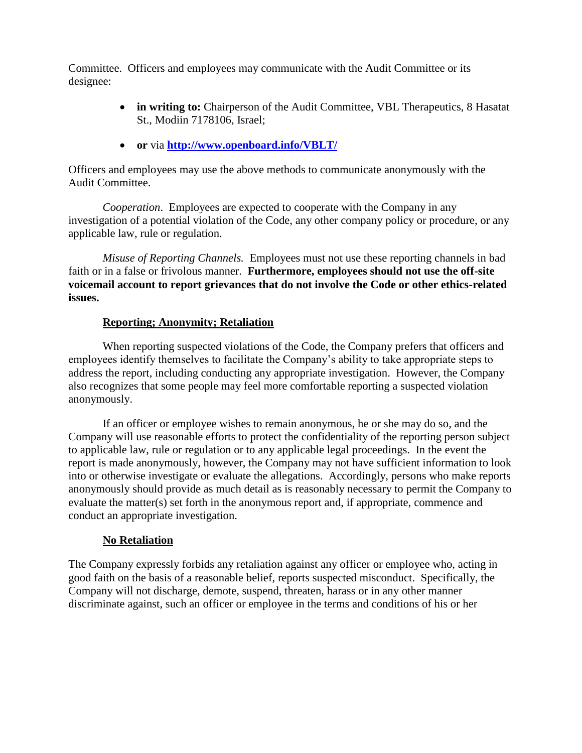Committee. Officers and employees may communicate with the Audit Committee or its designee:

- **in writing to:** Chairperson of the Audit Committee, VBL Therapeutics, 8 Hasatat St., Modiin 7178106, Israel;
- **or** via **[http://www.openboard.info/VBLT/](http://www.openboard.info/VBLT/)**

Officers and employees may use the above methods to communicate anonymously with the Audit Committee.

*Cooperation*. Employees are expected to cooperate with the Company in any investigation of a potential violation of the Code, any other company policy or procedure, or any applicable law, rule or regulation.

*Misuse of Reporting Channels.* Employees must not use these reporting channels in bad faith or in a false or frivolous manner. **Furthermore, employees should not use the off-site voicemail account to report grievances that do not involve the Code or other ethics-related issues.**

**Reporting; Anonymity; Retaliation**

When reporting suspected violations of the Code, the Company prefers that officers and employees identify themselves to facilitate the Company's ability to take appropriate steps to address the report, including conducting any appropriate investigation. However, the Company also recognizes that some people may feel more comfortable reporting a suspected violation anonymously.

If an officer or employee wishes to remain anonymous, he or she may do so, and the Company will use reasonable efforts to protect the confidentiality of the reporting person subject to applicable law, rule or regulation or to any applicable legal proceedings. In the event the report is made anonymously, however, the Company may not have sufficient information to look into or otherwise investigate or evaluate the allegations. Accordingly, persons who make reports anonymously should provide as much detail as is reasonably necessary to permit the Company to evaluate the matter(s) set forth in the anonymous report and, if appropriate, commence and conduct an appropriate investigation.

**No Retaliation**

The Company expressly forbids any retaliation against any officer or employee who, acting in good faith on the basis of a reasonable belief, reports suspected misconduct. Specifically, the Company will not discharge, demote, suspend, threaten, harass or in any other manner discriminate against, such an officer or employee in the terms and conditions of his or her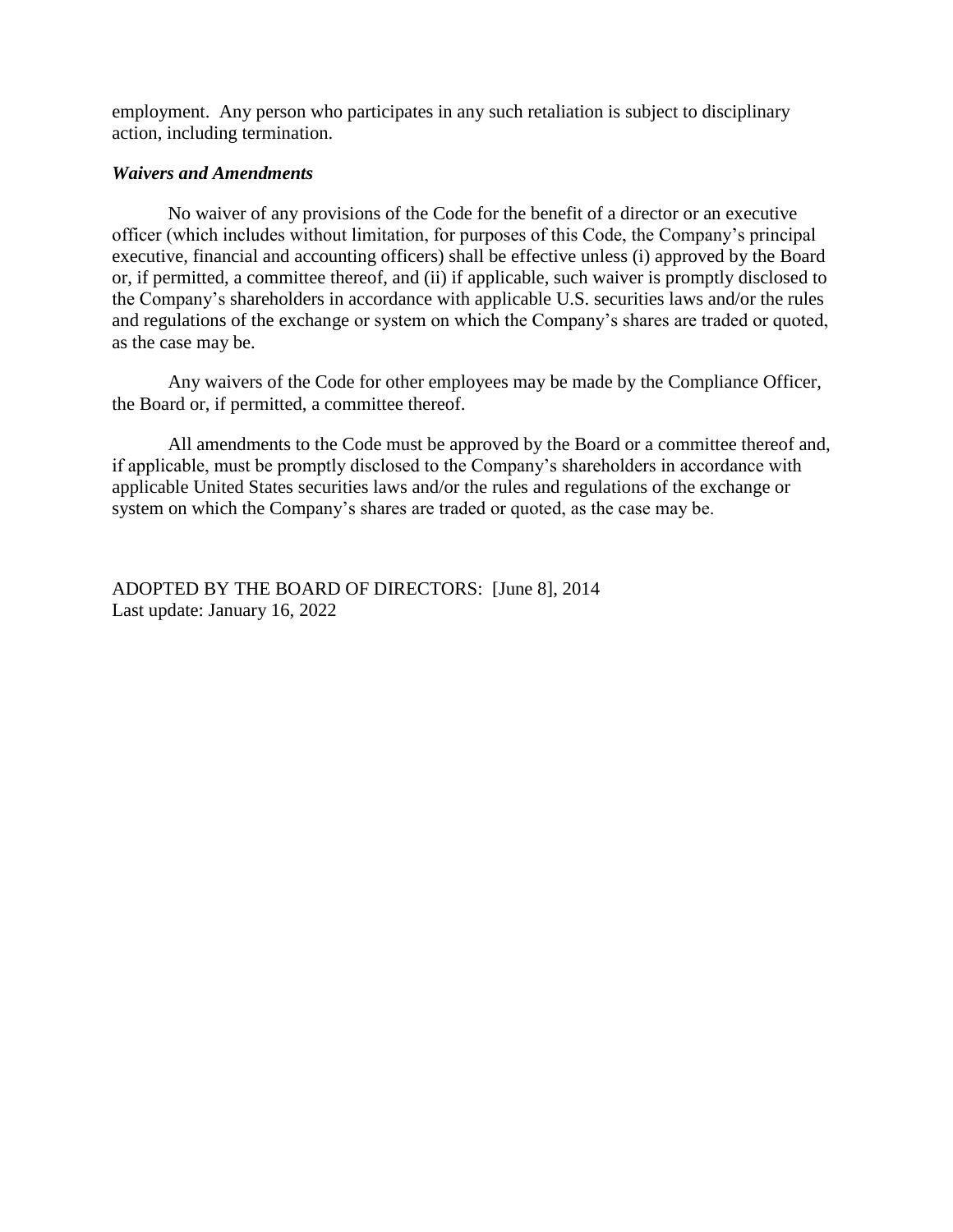employment. Any person who participates in any such retaliation is subject to disciplinary action, including termination.

***Waivers and Amendments***

No waiver of any provisions of the Code for the benefit of a director or an executive officer (which includes without limitation, for purposes of this Code, the Company's principal executive, financial and accounting officers) shall be effective unless (i) approved by the Board or, if permitted, a committee thereof, and (ii) if applicable, such waiver is promptly disclosed to the Company's shareholders in accordance with applicable U.S. securities laws and/or the rules and regulations of the exchange or system on which the Company's shares are traded or quoted, as the case may be.

Any waivers of the Code for other employees may be made by the Compliance Officer, the Board or, if permitted, a committee thereof.

All amendments to the Code must be approved by the Board or a committee thereof and, if applicable, must be promptly disclosed to the Company's shareholders in accordance with applicable United States securities laws and/or the rules and regulations of the exchange or system on which the Company's shares are traded or quoted, as the case may be.

ADOPTED BY THE BOARD OF DIRECTORS: [June 8], 2014
Last update: January 16, 2022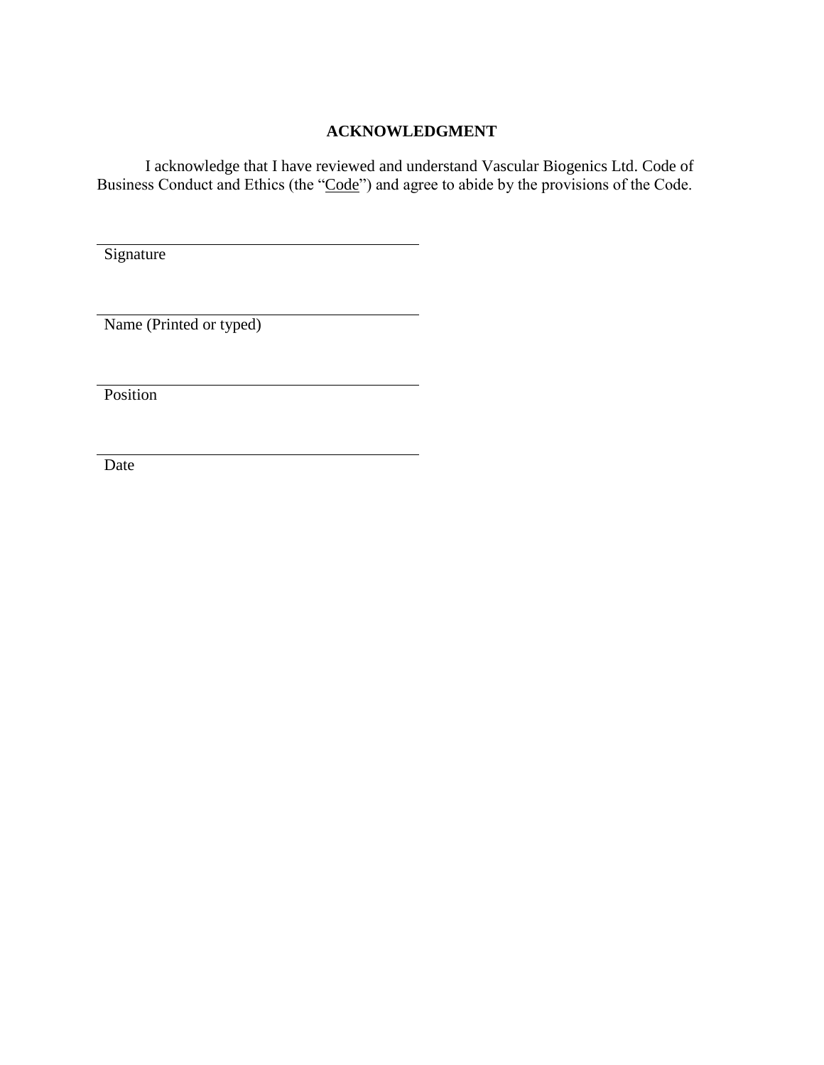# ACKNOWLEDGMENT

I acknowledge that I have reviewed and understand Vascular Biogenics Ltd. Code of Business Conduct and Ethics (the "Code") and agree to abide by the provisions of the Code.

\_\_\_\_\_\_\_\_\_\_\_\_\_\_\_\_\_\_\_\_\_\_\_\_\_\_\_\_\_\_\_\_\_\_\_\_\_\_\_\_

Signature

\_\_\_\_\_\_\_\_\_\_\_\_\_\_\_\_\_\_\_\_\_\_\_\_\_\_\_\_\_\_\_\_\_\_\_\_\_\_\_\_

Name (Printed or typed)

\_\_\_\_\_\_\_\_\_\_\_\_\_\_\_\_\_\_\_\_\_\_\_\_\_\_\_\_\_\_\_\_\_\_\_\_\_\_\_\_

Position

\_\_\_\_\_\_\_\_\_\_\_\_\_\_\_\_\_\_\_\_\_\_\_\_\_\_\_\_\_\_\_\_\_\_\_\_\_\_\_\_

Date